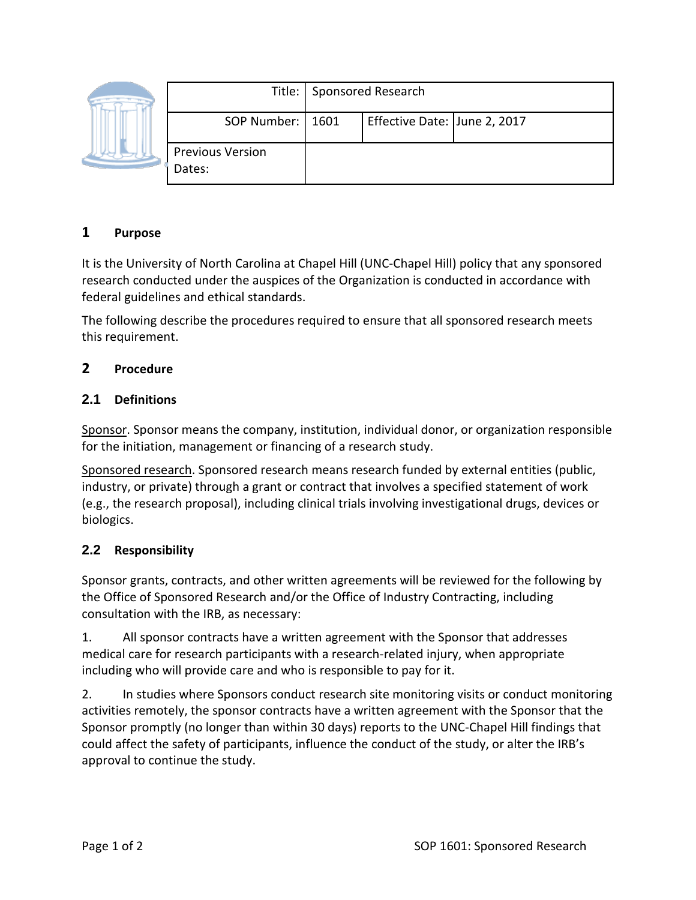| Title: | Sponsored Research | | |
|---|---|---|---|
| SOP Number: | 1601 | Effective Date: | June 2, 2017 |
| Previous Version Dates: | | | |

## 1 Purpose

It is the University of North Carolina at Chapel Hill (UNC-Chapel Hill) policy that any sponsored research conducted under the auspices of the Organization is conducted in accordance with federal guidelines and ethical standards.

The following describe the procedures required to ensure that all sponsored research meets this requirement.

## 2 Procedure

### 2.1 Definitions

Sponsor. Sponsor means the company, institution, individual donor, or organization responsible for the initiation, management or financing of a research study.

Sponsored research. Sponsored research means research funded by external entities (public, industry, or private) through a grant or contract that involves a specified statement of work (e.g., the research proposal), including clinical trials involving investigational drugs, devices or biologics.

### 2.2 Responsibility

Sponsor grants, contracts, and other written agreements will be reviewed for the following by the Office of Sponsored Research and/or the Office of Industry Contracting, including consultation with the IRB, as necessary:

1. All sponsor contracts have a written agreement with the Sponsor that addresses medical care for research participants with a research-related injury, when appropriate including who will provide care and who is responsible to pay for it.

2. In studies where Sponsors conduct research site monitoring visits or conduct monitoring activities remotely, the sponsor contracts have a written agreement with the Sponsor that the Sponsor promptly (no longer than within 30 days) reports to the UNC-Chapel Hill findings that could affect the safety of participants, influence the conduct of the study, or alter the IRB's approval to continue the study.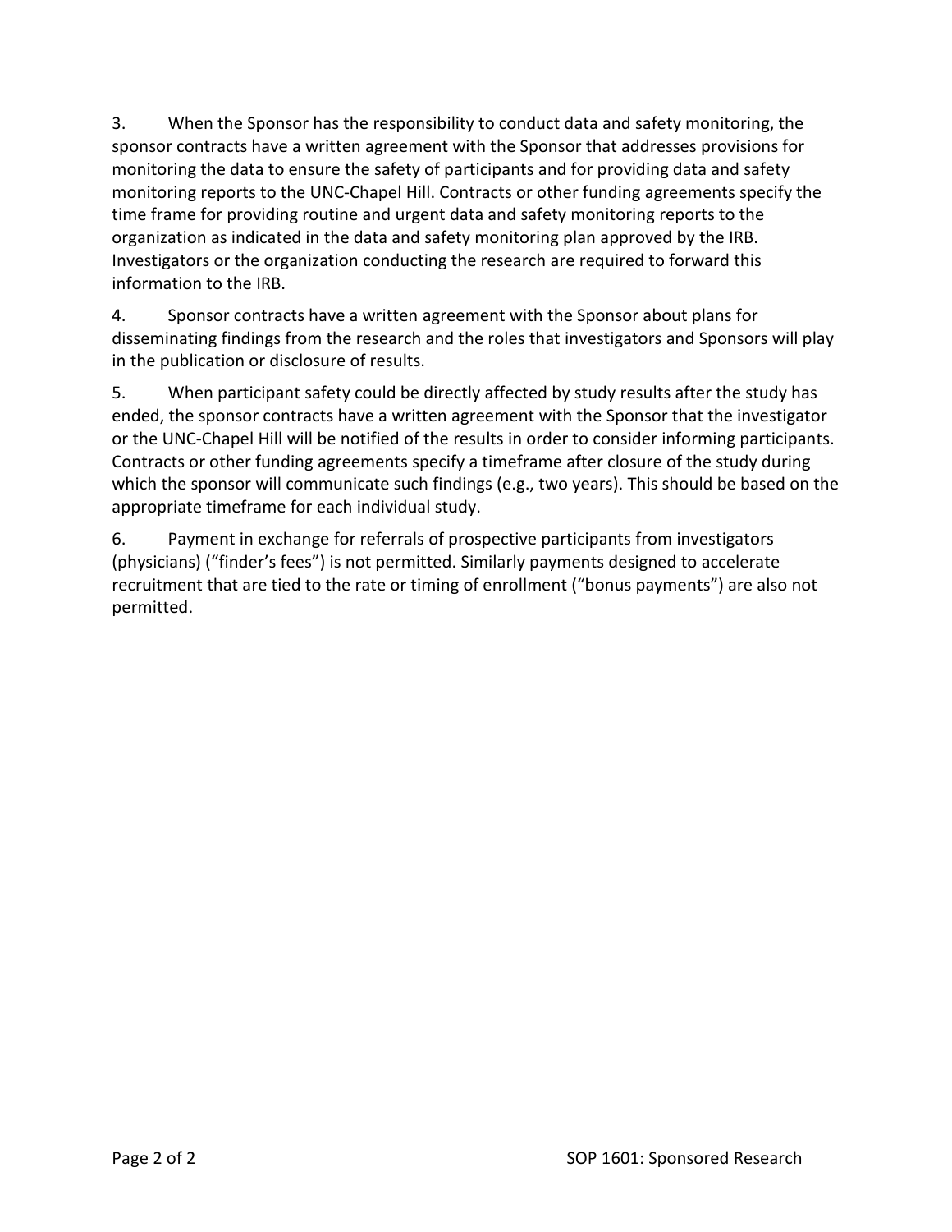3. When the Sponsor has the responsibility to conduct data and safety monitoring, the sponsor contracts have a written agreement with the Sponsor that addresses provisions for monitoring the data to ensure the safety of participants and for providing data and safety monitoring reports to the UNC-Chapel Hill. Contracts or other funding agreements specify the time frame for providing routine and urgent data and safety monitoring reports to the organization as indicated in the data and safety monitoring plan approved by the IRB. Investigators or the organization conducting the research are required to forward this information to the IRB.

4. Sponsor contracts have a written agreement with the Sponsor about plans for disseminating findings from the research and the roles that investigators and Sponsors will play in the publication or disclosure of results.

5. When participant safety could be directly affected by study results after the study has ended, the sponsor contracts have a written agreement with the Sponsor that the investigator or the UNC-Chapel Hill will be notified of the results in order to consider informing participants. Contracts or other funding agreements specify a timeframe after closure of the study during which the sponsor will communicate such findings (e.g., two years). This should be based on the appropriate timeframe for each individual study.

6. Payment in exchange for referrals of prospective participants from investigators (physicians) ("finder's fees") is not permitted. Similarly payments designed to accelerate recruitment that are tied to the rate or timing of enrollment ("bonus payments") are also not permitted.